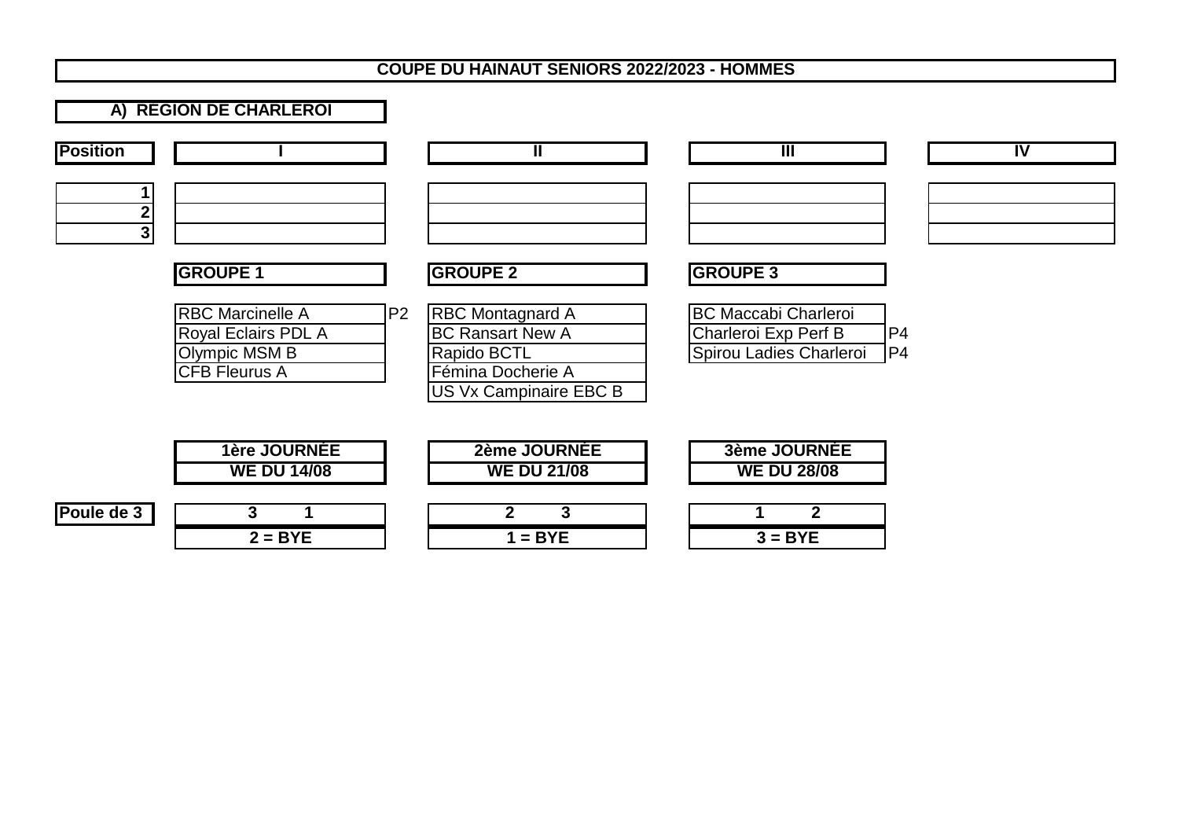# COUPE DU HAINAUT SENIORS 2022/2023 - HOMMES

## A) REGION DE CHARLEROI

| Position | I | II | III | IV |
|---|---|---|---|---|
| 1 | | | | |
| 2 | | | | |
| 3 | | | | |

| GROUPE 1 | | GROUPE 2 | GROUPE 3 | |
|---|---|---|---|---|
| RBC Marcinelle A | P2 | RBC Montagnard A | BC Maccabi Charleroi | |
| Royal Eclairs PDL A | | BC Ransart New A | Charleroi Exp Perf B | P4 |
| Olympic MSM B | | Rapido BCTL | Spirou Ladies Charleroi | P4 |
| CFB Fleurus A | | Fémina Docherie A | | |
| | | US Vx Campinaire EBC B | | |

| | 1ère JOURNÉE | 2ème JOURNÉE | 3ème JOURNÉE |
|---|---|---|---|
| | WE DU 14/08 | WE DU 21/08 | WE DU 28/08 |
| Poule de 3 | 3 1 | 2 3 | 1 2 |
| | 2 = BYE | 1 = BYE | 3 = BYE |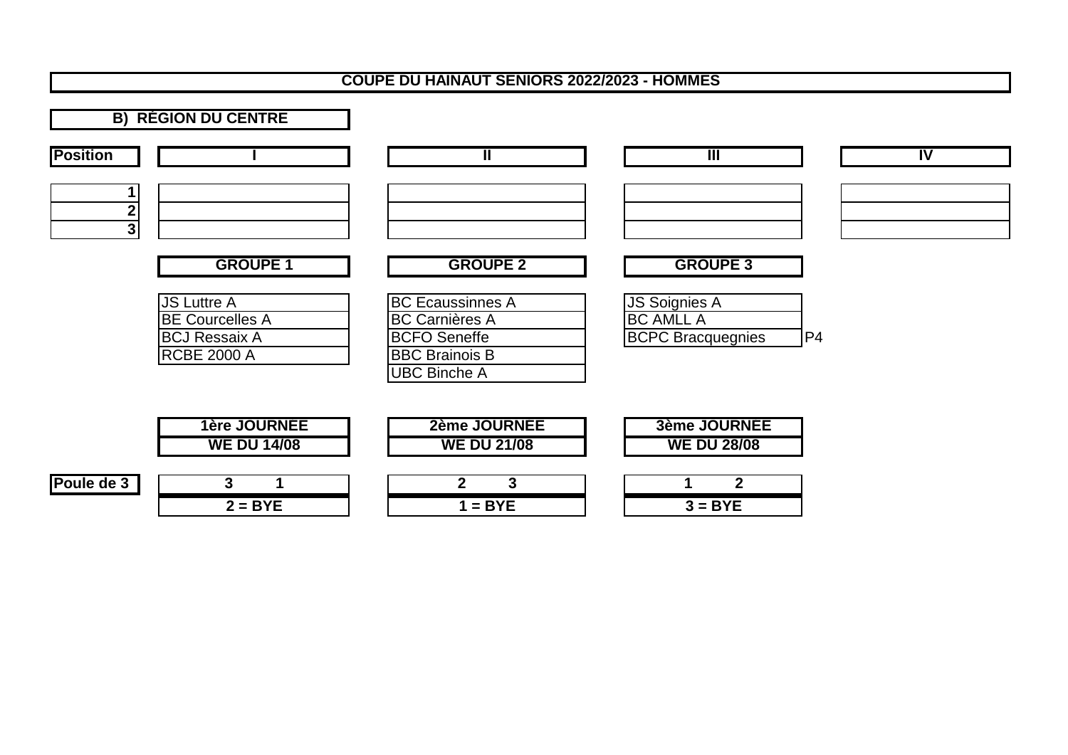# COUPE DU HAINAUT SENIORS 2022/2023 - HOMMES

## B) RÉGION DU CENTRE

| Position | I | II | III | IV |
|---|---|---|---|---|
| 1 | | | | |
| 2 | | | | |
| 3 | | | | |

| GROUPE 1 | GROUPE 2 | GROUPE 3 | |
|---|---|---|---|
| JS Luttre A | BC Ecaussinnes A | JS Soignies A | |
| BE Courcelles A | BC Carnières A | BC AMLL A | |
| BCJ Ressaix A | BCFO Seneffe | BCPC Bracquegnies | P4 |
| RCBE 2000 A | BBC Brainois B | | |
| | UBC Binche A | | |

| | 1ère JOURNEE<br>WE DU 14/08 | 2ème JOURNEE<br>WE DU 21/08 | 3ème JOURNEE<br>WE DU 28/08 |
|---|---|---|---|
| Poule de 3 | 3 - 1 | 2 - 3 | 1 - 2 |
| | 2 = BYE | 1 = BYE | 3 = BYE |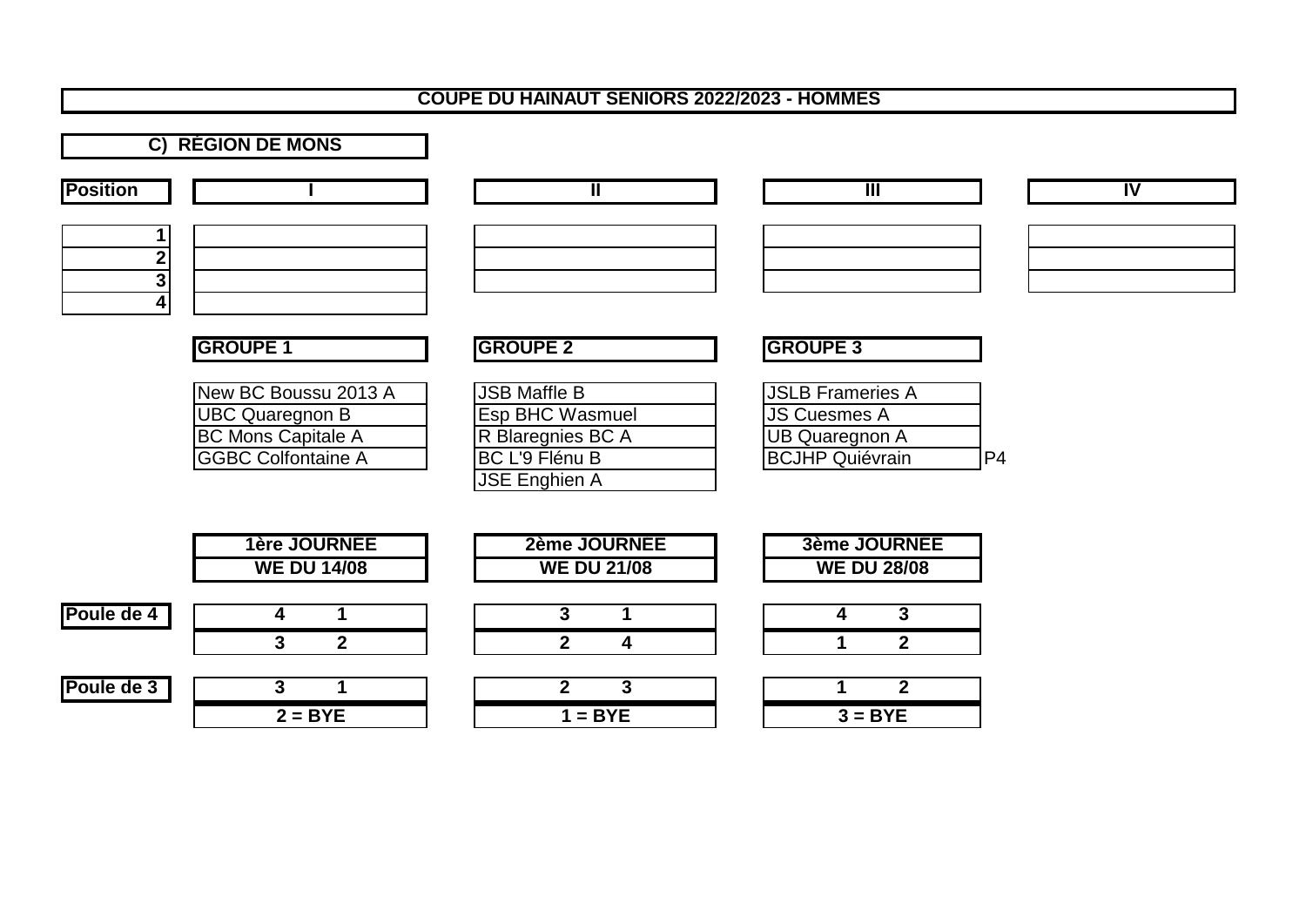# COUPE DU HAINAUT SENIORS 2022/2023 - HOMMES

## C) RÉGION DE MONS

| Position | I | II | III | IV |
|---|---|---|---|---|
| 1 | | | | |
| 2 | | | | |
| 3 | | | | |
| 4 | | | | |

| GROUPE 1 | GROUPE 2 | GROUPE 3 | |
|---|---|---|---|
| New BC Boussu 2013 A | JSB Maffle B | JSLB Frameries A | |
| UBC Quaregnon B | Esp BHC Wasmuel | JS Cuesmes A | |
| BC Mons Capitale A | R Blaregnies BC A | UB Quaregnon A | |
| GGBC Colfontaine A | BC L'9 Flénu B | BCJHP Quiévrain | P4 |
| | JSE Enghien A | | |

| | 1ère JOURNEE<br>WE DU 14/08 | 2ème JOURNEE<br>WE DU 21/08 | 3ème JOURNEE<br>WE DU 28/08 |
|---|---|---|---|
| Poule de 4 | 4 - 1 | 3 - 1 | 4 - 3 |
| | 3 - 2 | 2 - 4 | 1 - 2 |
| Poule de 3 | 3 - 1 | 2 - 3 | 1 - 2 |
| | 2 = BYE | 1 = BYE | 3 = BYE |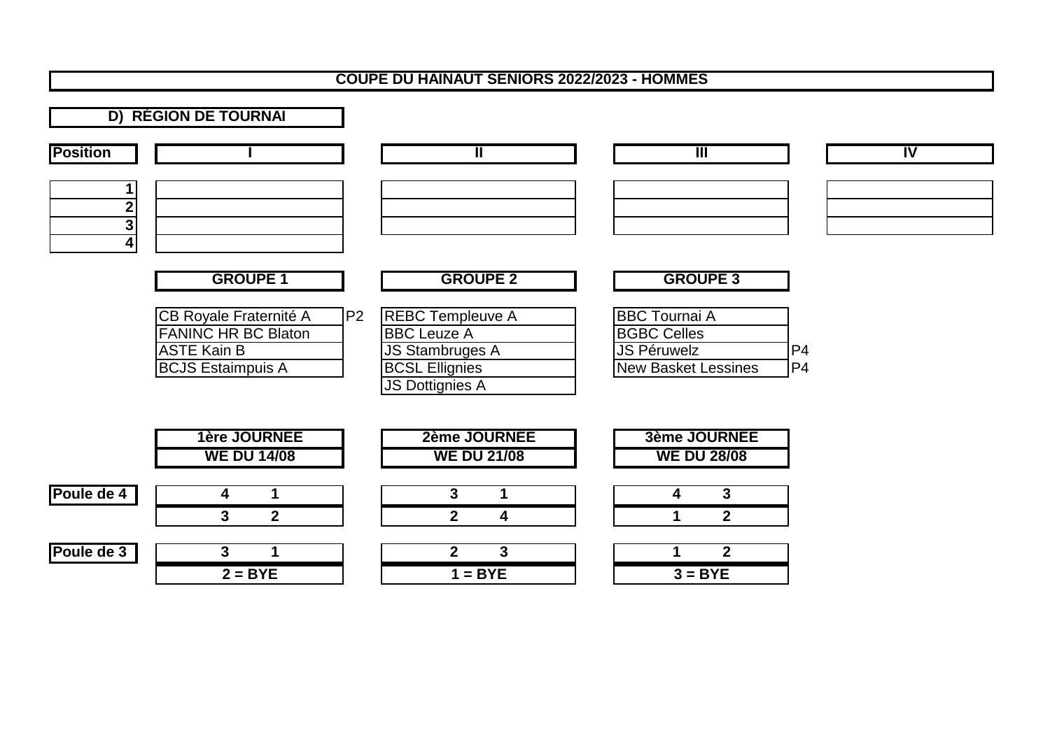# COUPE DU HAINAUT SENIORS 2022/2023 - HOMMES

## D) RÉGION DE TOURNAI

| Position | I | II | III | IV |
|---|---|---|---|---|
| 1 | | | | |
| 2 | | | | |
| 3 | | | | |
| 4 | | | | |

| GROUPE 1 | | GROUPE 2 | GROUPE 3 | |
|---|---|---|---|---|
| CB Royale Fraternité A | P2 | REBC Templeuve A | BBC Tournai A | |
| FANINC HR BC Blaton | | BBC Leuze A | BGBC Celles | |
| ASTE Kain B | | JS Stambruges A | JS Péruwelz | P4 |
| BCJS Estaimpuis A | | BCSL Ellignies | New Basket Lessines | P4 |
| | | JS Dottignies A | | |

| | 1ère JOURNEE<br>WE DU 14/08 | 2ème JOURNEE<br>WE DU 21/08 | 3ème JOURNEE<br>WE DU 28/08 |
|---|---|---|---|
| Poule de 4 | 4 - 1 | 3 - 1 | 4 - 3 |
| | 3 - 2 | 2 - 4 | 1 - 2 |
| Poule de 3 | 3 - 1 | 2 - 3 | 1 - 2 |
| | 2 = BYE | 1 = BYE | 3 = BYE |